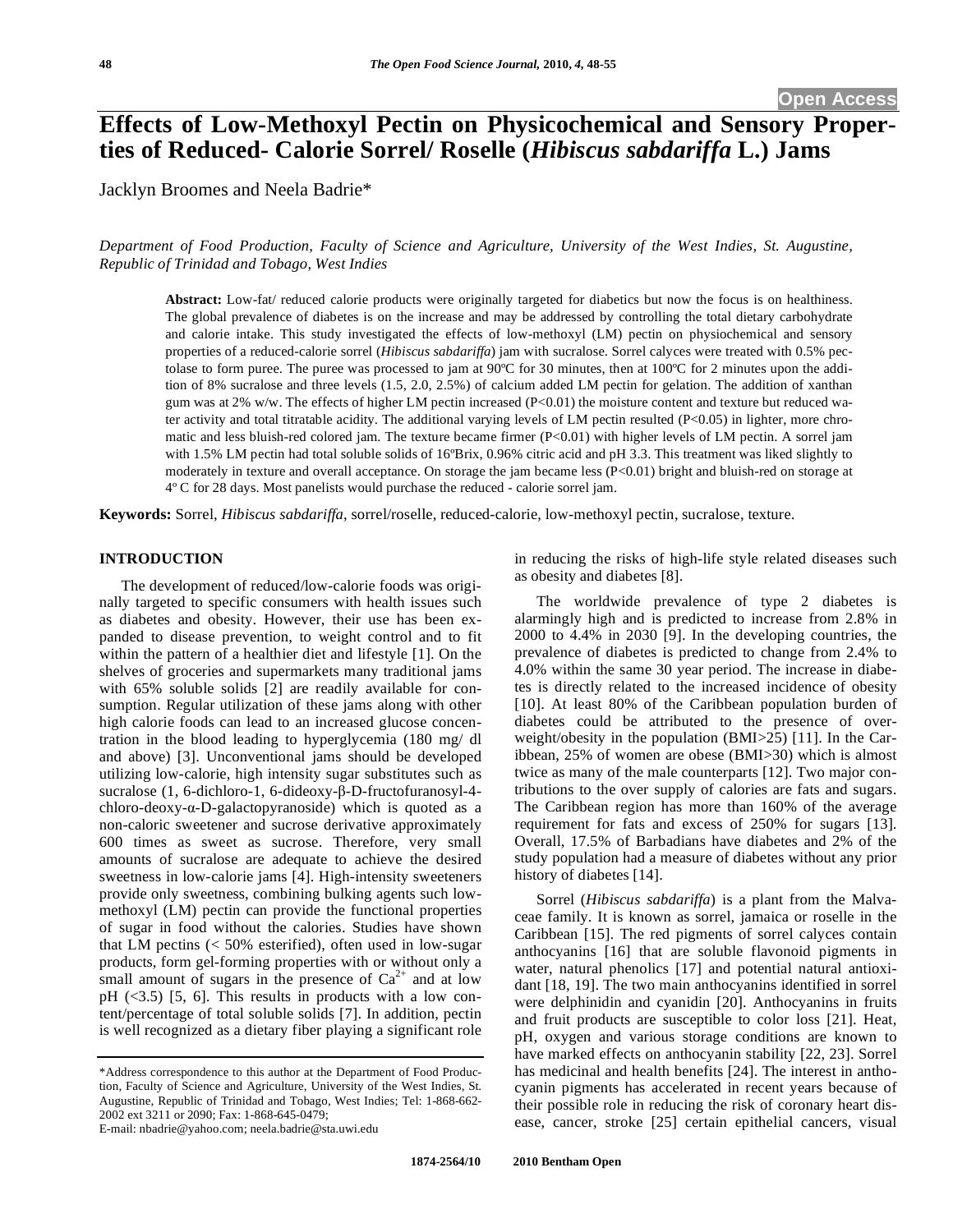# Effects of Low-Methoxyl Pectin on Physicochemical and Sensory Properties of Reduced- Calorie Sorrel/ Roselle (*Hibiscus sabdariffa* L.) Jams

Jacklyn Broomes and Neela Badrie*

*Department of Food Production, Faculty of Science and Agriculture, University of the West Indies, St. Augustine, Republic of Trinidad and Tobago, West Indies*

**Abstract:** Low-fat/ reduced calorie products were originally targeted for diabetics but now the focus is on healthiness. The global prevalence of diabetes is on the increase and may be addressed by controlling the total dietary carbohydrate and calorie intake. This study investigated the effects of low-methoxyl (LM) pectin on physiochemical and sensory properties of a reduced-calorie sorrel (*Hibiscus sabdariffa*) jam with sucralose. Sorrel calyces were treated with 0.5% pectolase to form puree. The puree was processed to jam at 90ºC for 30 minutes, then at 100ºC for 2 minutes upon the addition of 8% sucralose and three levels (1.5, 2.0, 2.5%) of calcium added LM pectin for gelation. The addition of xanthan gum was at 2% w/w. The effects of higher LM pectin increased ($P<0.01$) the moisture content and texture but reduced water activity and total titratable acidity. The additional varying levels of LM pectin resulted ($P<0.05$) in lighter, more chromatic and less bluish-red colored jam. The texture became firmer ($P<0.01$) with higher levels of LM pectin. A sorrel jam with 1.5% LM pectin had total soluble solids of 16ºBrix, 0.96% citric acid and pH 3.3. This treatment was liked slightly to moderately in texture and overall acceptance. On storage the jam became less ($P<0.01$) bright and bluish-red on storage at 4º C for 28 days. Most panelists would purchase the reduced - calorie sorrel jam.

**Keywords:** Sorrel, *Hibiscus sabdariffa*, sorrel/roselle, reduced-calorie, low-methoxyl pectin, sucralose, texture.

## INTRODUCTION

The development of reduced/low-calorie foods was originally targeted to specific consumers with health issues such as diabetes and obesity. However, their use has been expanded to disease prevention, to weight control and to fit within the pattern of a healthier diet and lifestyle [1]. On the shelves of groceries and supermarkets many traditional jams with 65% soluble solids [2] are readily available for consumption. Regular utilization of these jams along with other high calorie foods can lead to an increased glucose concentration in the blood leading to hyperglycemia (180 mg/ dl and above) [3]. Unconventional jams should be developed utilizing low-calorie, high intensity sugar substitutes such as sucralose (1, 6-dichloro-1, 6-dideoxy-β-D-fructofuranosyl-4-chloro-deoxy-α-D-galactopyranoside) which is quoted as a non-caloric sweetener and sucrose derivative approximately 600 times as sweet as sucrose. Therefore, very small amounts of sucralose are adequate to achieve the desired sweetness in low-calorie jams [4]. High-intensity sweeteners provide only sweetness, combining bulking agents such low-methoxyl (LM) pectin can provide the functional properties of sugar in food without the calories. Studies have shown that LM pectins (< 50% esterified), often used in low-sugar products, form gel-forming properties with or without only a small amount of sugars in the presence of $Ca^{2+}$ and at low pH (<3.5) [5, 6]. This results in products with a low content/percentage of total soluble solids [7]. In addition, pectin is well recognized as a dietary fiber playing a significant role in reducing the risks of high-life style related diseases such as obesity and diabetes [8].

The worldwide prevalence of type 2 diabetes is alarmingly high and is predicted to increase from 2.8% in 2000 to 4.4% in 2030 [9]. In the developing countries, the prevalence of diabetes is predicted to change from 2.4% to 4.0% within the same 30 year period. The increase in diabetes is directly related to the increased incidence of obesity [10]. At least 80% of the Caribbean population burden of diabetes could be attributed to the presence of overweight/obesity in the population (BMI>25) [11]. In the Caribbean, 25% of women are obese (BMI>30) which is almost twice as many of the male counterparts [12]. Two major contributions to the over supply of calories are fats and sugars. The Caribbean region has more than 160% of the average requirement for fats and excess of 250% for sugars [13]. Overall, 17.5% of Barbadians have diabetes and 2% of the study population had a measure of diabetes without any prior history of diabetes [14].

Sorrel (*Hibiscus sabdariffa*) is a plant from the Malvaceae family. It is known as sorrel, jamaica or roselle in the Caribbean [15]. The red pigments of sorrel calyces contain anthocyanins [16] that are soluble flavonoid pigments in water, natural phenolics [17] and potential natural antioxidant [18, 19]. The two main anthocyanins identified in sorrel were delphinidin and cyanidin [20]. Anthocyanins in fruits and fruit products are susceptible to color loss [21]. Heat, pH, oxygen and various storage conditions are known to have marked effects on anthocyanin stability [22, 23]. Sorrel has medicinal and health benefits [24]. The interest in anthocyanin pigments has accelerated in recent years because of their possible role in reducing the risk of coronary heart disease, cancer, stroke [25] certain epithelial cancers, visual

*Address correspondence to this author at the Department of Food Production, Faculty of Science and Agriculture, University of the West Indies, St. Augustine, Republic of Trinidad and Tobago, West Indies; Tel: 1-868-662-2002 ext 3211 or 2090; Fax: 1-868-645-0479;
E-mail: nbadrie@yahoo.com; neela.badrie@sta.uwi.edu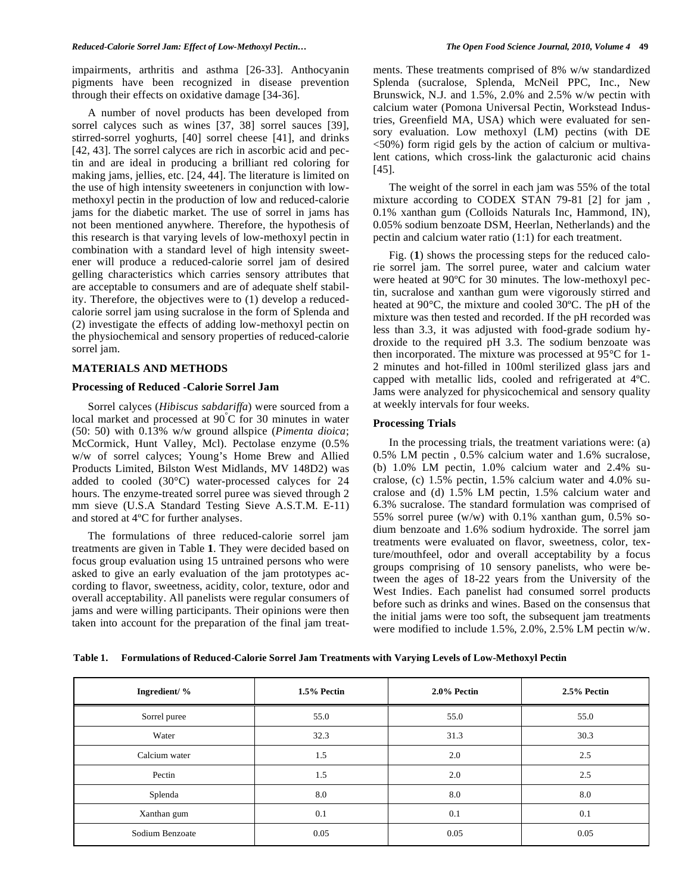impairments, arthritis and asthma [26-33]. Anthocyanin pigments have been recognized in disease prevention through their effects on oxidative damage [34-36].

A number of novel products has been developed from sorrel calyces such as wines [37, 38] sorrel sauces [39], stirred-sorrel yoghurts, [40] sorrel cheese [41], and drinks [42, 43]. The sorrel calyces are rich in ascorbic acid and pectin and are ideal in producing a brilliant red coloring for making jams, jellies, etc. [24, 44]. The literature is limited on the use of high intensity sweeteners in conjunction with low-methoxyl pectin in the production of low and reduced-calorie jams for the diabetic market. The use of sorrel in jams has not been mentioned anywhere. Therefore, the hypothesis of this research is that varying levels of low-methoxyl pectin in combination with a standard level of high intensity sweetener will produce a reduced-calorie sorrel jam of desired gelling characteristics which carries sensory attributes that are acceptable to consumers and are of adequate shelf stability. Therefore, the objectives were to (1) develop a reduced-calorie sorrel jam using sucralose in the form of Splenda and (2) investigate the effects of adding low-methoxyl pectin on the physiochemical and sensory properties of reduced-calorie sorrel jam.

## MATERIALS AND METHODS

### Processing of Reduced -Calorie Sorrel Jam

Sorrel calyces (*Hibiscus sabdariffa*) were sourced from a local market and processed at 90°C for 30 minutes in water (50: 50) with 0.13% w/w ground allspice (*Pimenta dioica*; McCormick, Hunt Valley, Mcl). Pectolase enzyme (0.5% w/w of sorrel calyces; Young's Home Brew and Allied Products Limited, Bilston West Midlands, MV 148D2) was added to cooled (30°C) water-processed calyces for 24 hours. The enzyme-treated sorrel puree was sieved through 2 mm sieve (U.S.A Standard Testing Sieve A.S.T.M. E-11) and stored at 4ºC for further analyses.

The formulations of three reduced-calorie sorrel jam treatments are given in Table **1**. They were decided based on focus group evaluation using 15 untrained persons who were asked to give an early evaluation of the jam prototypes according to flavor, sweetness, acidity, color, texture, odor and overall acceptability. All panelists were regular consumers of jams and were willing participants. Their opinions were then taken into account for the preparation of the final jam treatments. These treatments comprised of 8% w/w standardized Splenda (sucralose, Splenda, McNeil PPC, Inc., New Brunswick, N.J. and 1.5%, 2.0% and 2.5% w/w pectin with calcium water (Pomona Universal Pectin, Workstead Industries, Greenfield MA, USA) which were evaluated for sensory evaluation. Low methoxyl (LM) pectins (with DE <50%) form rigid gels by the action of calcium or multivalent cations, which cross-link the galacturonic acid chains [45].

The weight of the sorrel in each jam was 55% of the total mixture according to CODEX STAN 79-81 [2] for jam , 0.1% xanthan gum (Colloids Naturals Inc, Hammond, IN), 0.05% sodium benzoate DSM, Heerlan, Netherlands) and the pectin and calcium water ratio (1:1) for each treatment.

Fig. (**1**) shows the processing steps for the reduced calorie sorrel jam. The sorrel puree, water and calcium water were heated at 90ºC for 30 minutes. The low-methoxyl pectin, sucralose and xanthan gum were vigorously stirred and heated at 90°C, the mixture and cooled 30ºC. The pH of the mixture was then tested and recorded. If the pH recorded was less than 3.3, it was adjusted with food-grade sodium hydroxide to the required pH 3.3. The sodium benzoate was then incorporated. The mixture was processed at 95°C for 1-2 minutes and hot-filled in 100ml sterilized glass jars and capped with metallic lids, cooled and refrigerated at 4ºC. Jams were analyzed for physicochemical and sensory quality at weekly intervals for four weeks.

### Processing Trials

In the processing trials, the treatment variations were: (a) 0.5% LM pectin , 0.5% calcium water and 1.6% sucralose, (b) 1.0% LM pectin, 1.0% calcium water and 2.4% sucralose, (c) 1.5% pectin, 1.5% calcium water and 4.0% sucralose and (d) 1.5% LM pectin, 1.5% calcium water and 6.3% sucralose. The standard formulation was comprised of 55% sorrel puree (w/w) with 0.1% xanthan gum, 0.5% sodium benzoate and 1.6% sodium hydroxide. The sorrel jam treatments were evaluated on flavor, sweetness, color, texture/mouthfeel, odor and overall acceptability by a focus groups comprising of 10 sensory panelists, who were between the ages of 18-22 years from the University of the West Indies. Each panelist had consumed sorrel products before such as drinks and wines. Based on the consensus that the initial jams were too soft, the subsequent jam treatments were modified to include 1.5%, 2.0%, 2.5% LM pectin w/w.

**Table 1. Formulations of Reduced-Calorie Sorrel Jam Treatments with Varying Levels of Low-Methoxyl Pectin**

| Ingredient/ % | 1.5% Pectin | 2.0% Pectin | 2.5% Pectin |
|---|---|---|---|
| Sorrel puree | 55.0 | 55.0 | 55.0 |
| Water | 32.3 | 31.3 | 30.3 |
| Calcium water | 1.5 | 2.0 | 2.5 |
| Pectin | 1.5 | 2.0 | 2.5 |
| Splenda | 8.0 | 8.0 | 8.0 |
| Xanthan gum | 0.1 | 0.1 | 0.1 |
| Sodium Benzoate | 0.05 | 0.05 | 0.05 |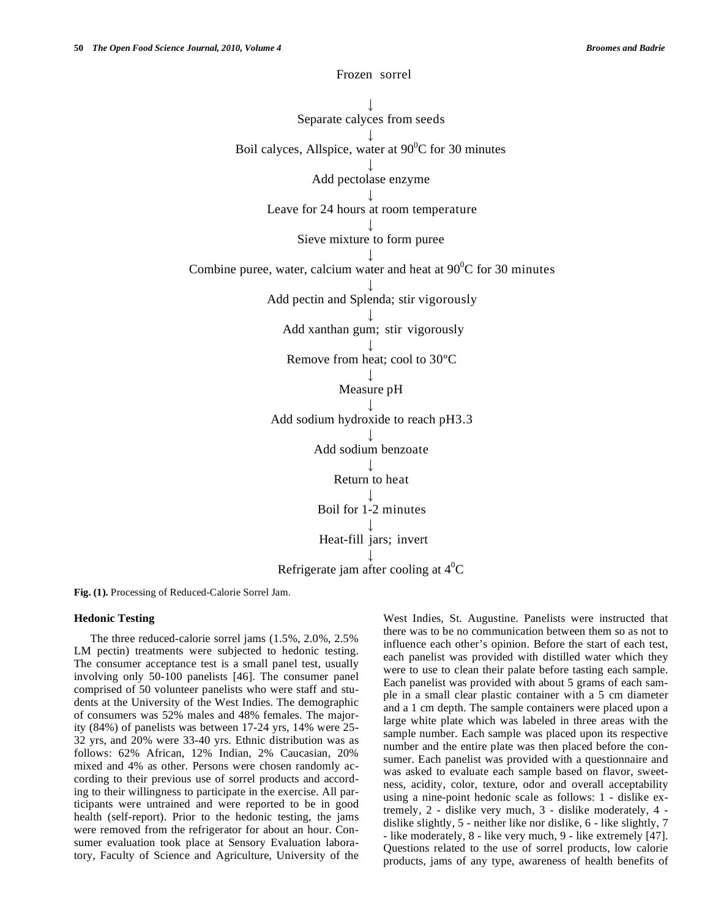Frozen sorrel

↓

Separate calyces from seeds

↓

Boil calyces, Allspice, water at 90$^0$C for 30 minutes

↓

Add pectolase enzyme

↓

Leave for 24 hours at room temperature

↓

Sieve mixture to form puree

↓

Combine puree, water, calcium water and heat at 90$^0$C for 30 minutes

↓

Add pectin and Splenda; stir vigorously

↓

Add xanthan gum; stir vigorously

↓

Remove from heat; cool to 30ºC

↓

Measure pH

↓

Add sodium hydroxide to reach pH3.3

↓

Add sodium benzoate

↓

Return to heat

↓

Boil for 1-2 minutes

↓

Heat-fill jars; invert

↓

Refrigerate jam after cooling at 4$^0$C

**Fig. (1).** Processing of Reduced-Calorie Sorrel Jam.

### Hedonic Testing

The three reduced-calorie sorrel jams (1.5%, 2.0%, 2.5% LM pectin) treatments were subjected to hedonic testing. The consumer acceptance test is a small panel test, usually involving only 50-100 panelists [46]. The consumer panel comprised of 50 volunteer panelists who were staff and students at the University of the West Indies. The demographic of consumers was 52% males and 48% females. The majority (84%) of panelists was between 17-24 yrs, 14% were 25-32 yrs, and 20% were 33-40 yrs. Ethnic distribution was as follows: 62% African, 12% Indian, 2% Caucasian, 20% mixed and 4% as other. Persons were chosen randomly according to their previous use of sorrel products and according to their willingness to participate in the exercise. All participants were untrained and were reported to be in good health (self-report). Prior to the hedonic testing, the jams were removed from the refrigerator for about an hour. Consumer evaluation took place at Sensory Evaluation laboratory, Faculty of Science and Agriculture, University of the West Indies, St. Augustine. Panelists were instructed that there was to be no communication between them so as not to influence each other's opinion. Before the start of each test, each panelist was provided with distilled water which they were to use to clean their palate before tasting each sample. Each panelist was provided with about 5 grams of each sample in a small clear plastic container with a 5 cm diameter and a 1 cm depth. The sample containers were placed upon a large white plate which was labeled in three areas with the sample number. Each sample was placed upon its respective number and the entire plate was then placed before the consumer. Each panelist was provided with a questionnaire and was asked to evaluate each sample based on flavor, sweetness, acidity, color, texture, odor and overall acceptability using a nine-point hedonic scale as follows: 1 - dislike extremely, 2 - dislike very much, 3 - dislike moderately, 4 - dislike slightly, 5 - neither like nor dislike, 6 - like slightly, 7 - like moderately, 8 - like very much, 9 - like extremely [47]. Questions related to the use of sorrel products, low calorie products, jams of any type, awareness of health benefits of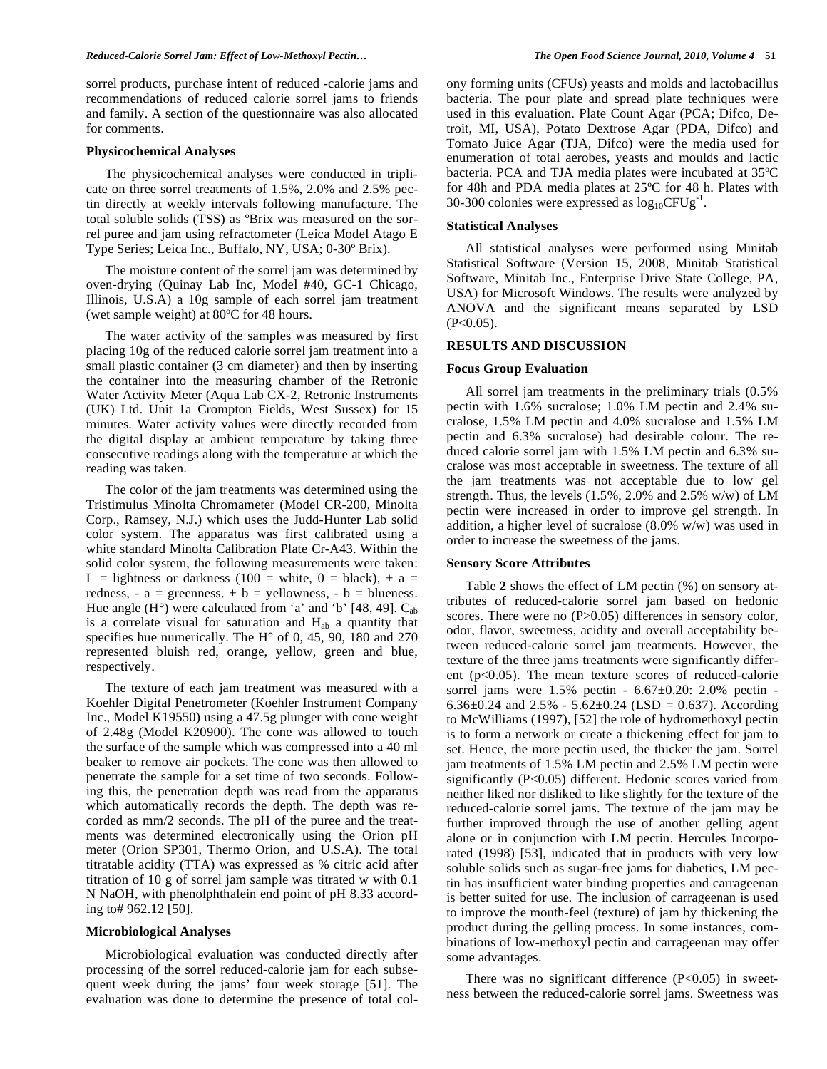sorrel products, purchase intent of reduced -calorie jams and recommendations of reduced calorie sorrel jams to friends and family. A section of the questionnaire was also allocated for comments.

### Physicochemical Analyses

The physicochemical analyses were conducted in triplicate on three sorrel treatments of 1.5%, 2.0% and 2.5% pectin directly at weekly intervals following manufacture. The total soluble solids (TSS) as ºBrix was measured on the sorrel puree and jam using refractometer (Leica Model Atago E Type Series; Leica Inc., Buffalo, NY, USA; 0-30º Brix).

The moisture content of the sorrel jam was determined by oven-drying (Quinay Lab Inc, Model #40, GC-1 Chicago, Illinois, U.S.A) a 10g sample of each sorrel jam treatment (wet sample weight) at 80ºC for 48 hours.

The water activity of the samples was measured by first placing 10g of the reduced calorie sorrel jam treatment into a small plastic container (3 cm diameter) and then by inserting the container into the measuring chamber of the Retronic Water Activity Meter (Aqua Lab CX-2, Retronic Instruments (UK) Ltd. Unit 1a Crompton Fields, West Sussex) for 15 minutes. Water activity values were directly recorded from the digital display at ambient temperature by taking three consecutive readings along with the temperature at which the reading was taken.

The color of the jam treatments was determined using the Tristimulus Minolta Chromameter (Model CR-200, Minolta Corp., Ramsey, N.J.) which uses the Judd-Hunter Lab solid color system. The apparatus was first calibrated using a white standard Minolta Calibration Plate Cr-A43. Within the solid color system, the following measurements were taken: L = lightness or darkness (100 = white, 0 = black), + a = redness, - a = greenness. + b = yellowness, - b = blueness. Hue angle (H°) were calculated from 'a' and 'b' [48, 49]. $C_{ab}$ is a correlate visual for saturation and $H_{ab}$ a quantity that specifies hue numerically. The H° of 0, 45, 90, 180 and 270 represented bluish red, orange, yellow, green and blue, respectively.

The texture of each jam treatment was measured with a Koehler Digital Penetrometer (Koehler Instrument Company Inc., Model K19550) using a 47.5g plunger with cone weight of 2.48g (Model K20900). The cone was allowed to touch the surface of the sample which was compressed into a 40 ml beaker to remove air pockets. The cone was then allowed to penetrate the sample for a set time of two seconds. Following this, the penetration depth was read from the apparatus which automatically records the depth. The depth was recorded as mm/2 seconds. The pH of the puree and the treatments was determined electronically using the Orion pH meter (Orion SP301, Thermo Orion, and U.S.A). The total titratable acidity (TTA) was expressed as % citric acid after titration of 10 g of sorrel jam sample was titrated w with 0.1 N NaOH, with phenolphthalein end point of pH 8.33 according to# 962.12 [50].

### Microbiological Analyses

Microbiological evaluation was conducted directly after processing of the sorrel reduced-calorie jam for each subsequent week during the jams' four week storage [51]. The evaluation was done to determine the presence of total colony forming units (CFUs) yeasts and molds and lactobacillus bacteria. The pour plate and spread plate techniques were used in this evaluation. Plate Count Agar (PCA; Difco, Detroit, MI, USA), Potato Dextrose Agar (PDA, Difco) and Tomato Juice Agar (TJA, Difco) were the media used for enumeration of total aerobes, yeasts and moulds and lactic bacteria. PCA and TJA media plates were incubated at 35ºC for 48h and PDA media plates at 25ºC for 48 h. Plates with 30-300 colonies were expressed as $\log_{10}CFUg^{-1}$.

### Statistical Analyses

All statistical analyses were performed using Minitab Statistical Software (Version 15, 2008, Minitab Statistical Software, Minitab Inc., Enterprise Drive State College, PA, USA) for Microsoft Windows. The results were analyzed by ANOVA and the significant means separated by LSD ($P<0.05$).

## RESULTS AND DISCUSSION

### Focus Group Evaluation

All sorrel jam treatments in the preliminary trials (0.5% pectin with 1.6% sucralose; 1.0% LM pectin and 2.4% sucralose, 1.5% LM pectin and 4.0% sucralose and 1.5% LM pectin and 6.3% sucralose) had desirable colour. The reduced calorie sorrel jam with 1.5% LM pectin and 6.3% sucralose was most acceptable in sweetness. The texture of all the jam treatments was not acceptable due to low gel strength. Thus, the levels (1.5%, 2.0% and 2.5% w/w) of LM pectin were increased in order to improve gel strength. In addition, a higher level of sucralose (8.0% w/w) was used in order to increase the sweetness of the jams.

### Sensory Score Attributes

Table **2** shows the effect of LM pectin (%) on sensory attributes of reduced-calorie sorrel jam based on hedonic scores. There were no ($P>0.05$) differences in sensory color, odor, flavor, sweetness, acidity and overall acceptability between reduced-calorie sorrel jam treatments. However, the texture of the three jams treatments were significantly different ($p<0.05$). The mean texture scores of reduced-calorie sorrel jams were 1.5% pectin - 6.67±0.20: 2.0% pectin - 6.36±0.24 and 2.5% - 5.62±0.24 (LSD = 0.637). According to McWilliams (1997), [52] the role of hydromethoxyl pectin is to form a network or create a thickening effect for jam to set. Hence, the more pectin used, the thicker the jam. Sorrel jam treatments of 1.5% LM pectin and 2.5% LM pectin were significantly ($P<0.05$) different. Hedonic scores varied from neither liked nor disliked to like slightly for the texture of the reduced-calorie sorrel jams. The texture of the jam may be further improved through the use of another gelling agent alone or in conjunction with LM pectin. Hercules Incorporated (1998) [53], indicated that in products with very low soluble solids such as sugar-free jams for diabetics, LM pectin has insufficient water binding properties and carrageenan is better suited for use. The inclusion of carrageenan is used to improve the mouth-feel (texture) of jam by thickening the product during the gelling process. In some instances, combinations of low-methoxyl pectin and carrageenan may offer some advantages.

There was no significant difference ($P<0.05$) in sweetness between the reduced-calorie sorrel jams. Sweetness was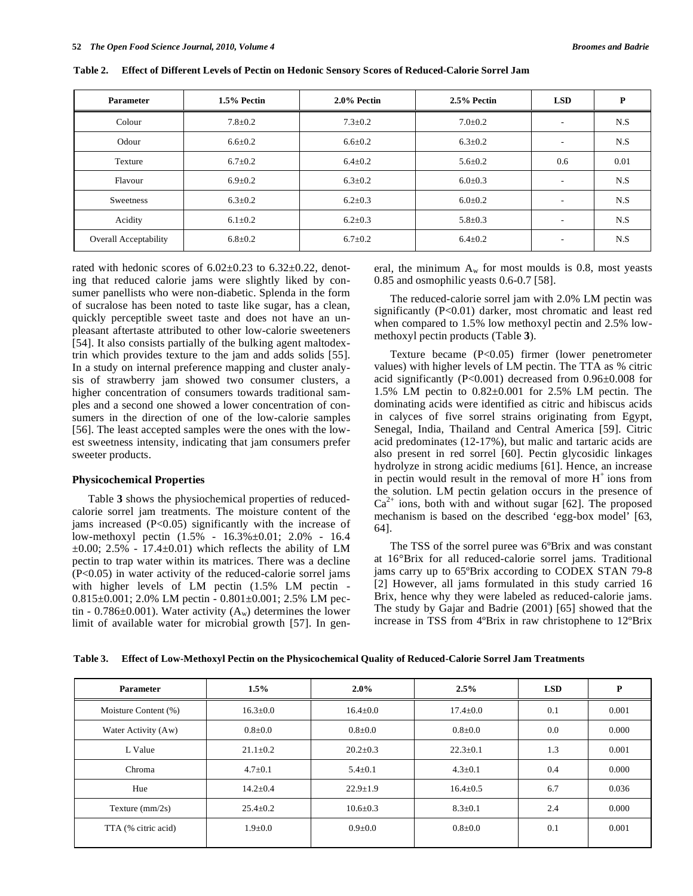**Table 2. Effect of Different Levels of Pectin on Hedonic Sensory Scores of Reduced-Calorie Sorrel Jam**

| Parameter | 1.5% Pectin | 2.0% Pectin | 2.5% Pectin | LSD | P |
|---|---|---|---|---|---|
| Colour | 7.8±0.2 | 7.3±0.2 | 7.0±0.2 | - | N.S |
| Odour | 6.6±0.2 | 6.6±0.2 | 6.3±0.2 | - | N.S |
| Texture | 6.7±0.2 | 6.4±0.2 | 5.6±0.2 | 0.6 | 0.01 |
| Flavour | 6.9±0.2 | 6.3±0.2 | 6.0±0.3 | - | N.S |
| Sweetness | 6.3±0.2 | 6.2±0.3 | 6.0±0.2 | - | N.S |
| Acidity | 6.1±0.2 | 6.2±0.3 | 5.8±0.3 | - | N.S |
| Overall Acceptability | 6.8±0.2 | 6.7±0.2 | 6.4±0.2 | - | N.S |

rated with hedonic scores of 6.02±0.23 to 6.32±0.22, denoting that reduced calorie jams were slightly liked by consumer panellists who were non-diabetic. Splenda in the form of sucralose has been noted to taste like sugar, has a clean, quickly perceptible sweet taste and does not have an unpleasant aftertaste attributed to other low-calorie sweeteners [54]. It also consists partially of the bulking agent maltodextrin which provides texture to the jam and adds solids [55]. In a study on internal preference mapping and cluster analysis of strawberry jam showed two consumer clusters, a higher concentration of consumers towards traditional samples and a second one showed a lower concentration of consumers in the direction of one of the low-calorie samples [56]. The least accepted samples were the ones with the lowest sweetness intensity, indicating that jam consumers prefer sweeter products.

### Physicochemical Properties

Table **3** shows the physiochemical properties of reduced-calorie sorrel jam treatments. The moisture content of the jams increased ($P<0.05$) significantly with the increase of low-methoxyl pectin (1.5% - 16.3%±0.01; 2.0% - 16.4 ±0.00; 2.5% - 17.4±0.01) which reflects the ability of LM pectin to trap water within its matrices. There was a decline ($P<0.05$) in water activity of the reduced-calorie sorrel jams with higher levels of LM pectin (1.5% LM pectin - 0.815±0.001; 2.0% LM pectin - 0.801±0.001; 2.5% LM pectin - 0.786±0.001). Water activity ($A_w$) determines the lower limit of available water for microbial growth [57]. In general, the minimum $A_w$ for most moulds is 0.8, most yeasts 0.85 and osmophilic yeasts 0.6-0.7 [58].

The reduced-calorie sorrel jam with 2.0% LM pectin was significantly ($P<0.01$) darker, most chromatic and least red when compared to 1.5% low methoxyl pectin and 2.5% low-methoxyl pectin products (Table **3**).

Texture became ($P<0.05$) firmer (lower penetrometer values) with higher levels of LM pectin. The TTA as % citric acid significantly ($P<0.001$) decreased from 0.96±0.008 for 1.5% LM pectin to 0.82±0.001 for 2.5% LM pectin. The dominating acids were identified as citric and hibiscus acids in calyces of five sorrel strains originating from Egypt, Senegal, India, Thailand and Central America [59]. Citric acid predominates (12-17%), but malic and tartaric acids are also present in red sorrel [60]. Pectin glycosidic linkages hydrolyze in strong acidic mediums [61]. Hence, an increase in pectin would result in the removal of more $H^+$ ions from the solution. LM pectin gelation occurs in the presence of $Ca^{2+}$ ions, both with and without sugar [62]. The proposed mechanism is based on the described 'egg-box model' [63, 64].

The TSS of the sorrel puree was 6ºBrix and was constant at 16°Brix for all reduced-calorie sorrel jams. Traditional jams carry up to 65ºBrix according to CODEX STAN 79-8 [2] However, all jams formulated in this study carried 16 Brix, hence why they were labeled as reduced-calorie jams. The study by Gajar and Badrie (2001) [65] showed that the increase in TSS from 4ºBrix in raw christophene to 12ºBrix

**Table 3. Effect of Low-Methoxyl Pectin on the Physicochemical Quality of Reduced-Calorie Sorrel Jam Treatments**

| Parameter | 1.5% | 2.0% | 2.5% | LSD | P |
|---|---|---|---|---|---|
| Moisture Content (%) | 16.3±0.0 | 16.4±0.0 | 17.4±0.0 | 0.1 | 0.001 |
| Water Activity (Aw) | 0.8±0.0 | 0.8±0.0 | 0.8±0.0 | 0.0 | 0.000 |
| L Value | 21.1±0.2 | 20.2±0.3 | 22.3±0.1 | 1.3 | 0.001 |
| Chroma | 4.7±0.1 | 5.4±0.1 | 4.3±0.1 | 0.4 | 0.000 |
| Hue | 14.2±0.4 | 22.9±1.9 | 16.4±0.5 | 6.7 | 0.036 |
| Texture (mm/2s) | 25.4±0.2 | 10.6±0.3 | 8.3±0.1 | 2.4 | 0.000 |
| TTA (% citric acid) | 1.9±0.0 | 0.9±0.0 | 0.8±0.0 | 0.1 | 0.001 |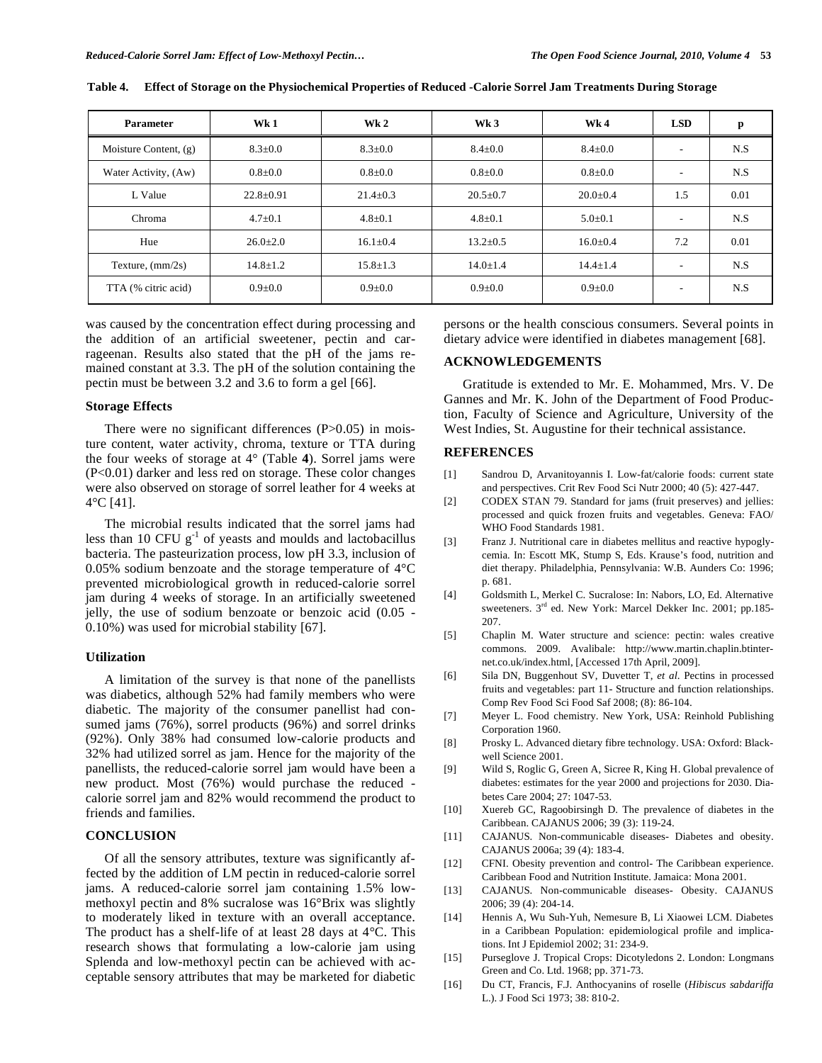**Table 4. Effect of Storage on the Physiochemical Properties of Reduced -Calorie Sorrel Jam Treatments During Storage**

| Parameter | Wk 1 | Wk 2 | Wk 3 | Wk 4 | LSD | p |
|---|---|---|---|---|---|---|
| Moisture Content, (g) | 8.3±0.0 | 8.3±0.0 | 8.4±0.0 | 8.4±0.0 | - | N.S |
| Water Activity, (Aw) | 0.8±0.0 | 0.8±0.0 | 0.8±0.0 | 0.8±0.0 | - | N.S |
| L Value | 22.8±0.91 | 21.4±0.3 | 20.5±0.7 | 20.0±0.4 | 1.5 | 0.01 |
| Chroma | 4.7±0.1 | 4.8±0.1 | 4.8±0.1 | 5.0±0.1 | - | N.S |
| Hue | 26.0±2.0 | 16.1±0.4 | 13.2±0.5 | 16.0±0.4 | 7.2 | 0.01 |
| Texture, (mm/2s) | 14.8±1.2 | 15.8±1.3 | 14.0±1.4 | 14.4±1.4 | - | N.S |
| TTA (% citric acid) | 0.9±0.0 | 0.9±0.0 | 0.9±0.0 | 0.9±0.0 | - | N.S |

was caused by the concentration effect during processing and the addition of an artificial sweetener, pectin and carrageenan. Results also stated that the pH of the jams remained constant at 3.3. The pH of the solution containing the pectin must be between 3.2 and 3.6 to form a gel [66].

### Storage Effects

There were no significant differences ($P>0.05$) in moisture content, water activity, chroma, texture or TTA during the four weeks of storage at 4° (Table **4**). Sorrel jams were ($P<0.01$) darker and less red on storage. These color changes were also observed on storage of sorrel leather for 4 weeks at 4°C [41].

The microbial results indicated that the sorrel jams had less than 10 CFU $g^{-1}$ of yeasts and moulds and lactobacillus bacteria. The pasteurization process, low pH 3.3, inclusion of 0.05% sodium benzoate and the storage temperature of 4°C prevented microbiological growth in reduced-calorie sorrel jam during 4 weeks of storage. In an artificially sweetened jelly, the use of sodium benzoate or benzoic acid (0.05 - 0.10%) was used for microbial stability [67].

### Utilization

A limitation of the survey is that none of the panellists was diabetics, although 52% had family members who were diabetic. The majority of the consumer panellist had consumed jams (76%), sorrel products (96%) and sorrel drinks (92%). Only 38% had consumed low-calorie products and 32% had utilized sorrel as jam. Hence for the majority of the panellists, the reduced-calorie sorrel jam would have been a new product. Most (76%) would purchase the reduced - calorie sorrel jam and 82% would recommend the product to friends and families.

## CONCLUSION

Of all the sensory attributes, texture was significantly affected by the addition of LM pectin in reduced-calorie sorrel jams. A reduced-calorie sorrel jam containing 1.5% low-methoxyl pectin and 8% sucralose was 16°Brix was slightly to moderately liked in texture with an overall acceptance. The product has a shelf-life of at least 28 days at 4°C. This research shows that formulating a low-calorie jam using Splenda and low-methoxyl pectin can be achieved with acceptable sensory attributes that may be marketed for diabetic persons or the health conscious consumers. Several points in dietary advice were identified in diabetes management [68].

## ACKNOWLEDGEMENTS

Gratitude is extended to Mr. E. Mohammed, Mrs. V. De Gannes and Mr. K. John of the Department of Food Production, Faculty of Science and Agriculture, University of the West Indies, St. Augustine for their technical assistance.

## REFERENCES

[1] Sandrou D, Arvanitoyannis I. Low-fat/calorie foods: current state and perspectives. Crit Rev Food Sci Nutr 2000; 40 (5): 427-447.

[2] CODEX STAN 79. Standard for jams (fruit preserves) and jellies: processed and quick frozen fruits and vegetables. Geneva: FAO/ WHO Food Standards 1981.

[3] Franz J. Nutritional care in diabetes mellitus and reactive hypoglycemia. In: Escott MK, Stump S, Eds. Krause's food, nutrition and diet therapy. Philadelphia, Pennsylvania: W.B. Aunders Co: 1996; p. 681.

[4] Goldsmith L, Merkel C. Sucralose: In: Nabors, LO, Ed. Alternative sweeteners. 3rd ed. New York: Marcel Dekker Inc. 2001; pp.185-207.

[5] Chaplin M. Water structure and science: pectin: wales creative commons. 2009. Avalibale: http://www.martin.chaplin.btinternet.co.uk/index.html, [Accessed 17th April, 2009].

[6] Sila DN, Buggenhout SV, Duvetter T, *et al.* Pectins in processed fruits and vegetables: part 11- Structure and function relationships. Comp Rev Food Sci Food Saf 2008; (8): 86-104.

[7] Meyer L. Food chemistry. New York, USA: Reinhold Publishing Corporation 1960.

[8] Prosky L. Advanced dietary fibre technology. USA: Oxford: Blackwell Science 2001.

[9] Wild S, Roglic G, Green A, Sicree R, King H. Global prevalence of diabetes: estimates for the year 2000 and projections for 2030. Diabetes Care 2004; 27: 1047-53.

[10] Xuereb GC, Ragoobirsingh D. The prevalence of diabetes in the Caribbean. CAJANUS 2006; 39 (3): 119-24.

[11] CAJANUS. Non-communicable diseases- Diabetes and obesity. CAJANUS 2006a; 39 (4): 183-4.

[12] CFNI. Obesity prevention and control- The Caribbean experience. Caribbean Food and Nutrition Institute. Jamaica: Mona 2001.

[13] CAJANUS. Non-communicable diseases- Obesity. CAJANUS 2006; 39 (4): 204-14.

[14] Hennis A, Wu Suh-Yuh, Nemesure B, Li Xiaowei LCM. Diabetes in a Caribbean Population: epidemiological profile and implications. Int J Epidemiol 2002; 31: 234-9.

[15] Purseglove J. Tropical Crops: Dicotyledons 2. London: Longmans Green and Co. Ltd. 1968; pp. 371-73.

[16] Du CT, Francis, F.J. Anthocyanins of roselle (*Hibiscus sabdariffa* L.). J Food Sci 1973; 38: 810-2.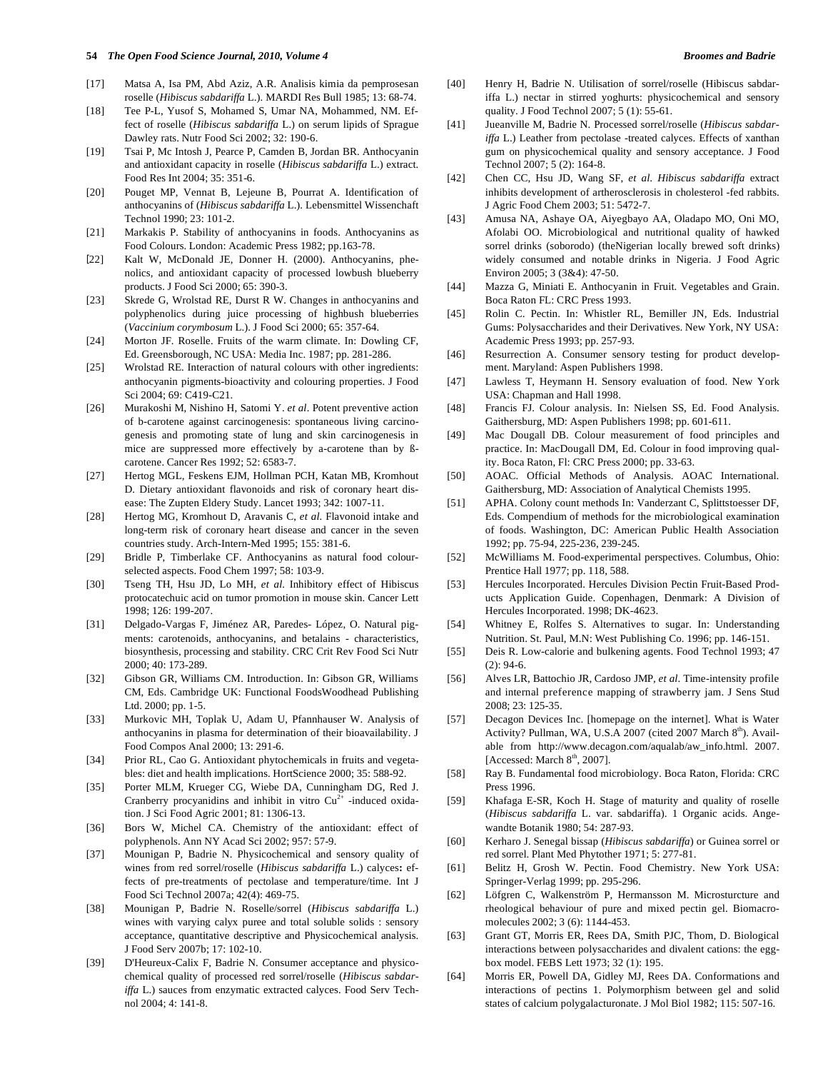[17] Matsa A, Isa PM, Abd Aziz, A.R. Analisis kimia da pemprosesan roselle (*Hibiscus sabdariffa* L.). MARDI Res Bull 1985; 13: 68-74.

[18] Tee P-L, Yusof S, Mohamed S, Umar NA, Mohammed, NM. Effect of roselle (*Hibiscus sabdariffa* L.) on serum lipids of Sprague Dawley rats. Nutr Food Sci 2002; 32: 190-6.

[19] Tsai P, Mc Intosh J, Pearce P, Camden B, Jordan BR. Anthocyanin and antioxidant capacity in roselle (*Hibiscus sabdariffa* L.) extract. Food Res Int 2004; 35: 351-6.

[20] Pouget MP, Vennat B, Lejeune B, Pourrat A. Identification of anthocyanins of (*Hibiscus sabdariffa* L.). Lebensmittel Wissenchaft Technol 1990; 23: 101-2.

[21] Markakis P. Stability of anthocyanins in foods. Anthocyanins as Food Colours. London: Academic Press 1982; pp.163-78.

[22] Kalt W, McDonald JE, Donner H. (2000). Anthocyanins, phenolics, and antioxidant capacity of processed lowbush blueberry products. J Food Sci 2000; 65: 390-3.

[23] Skrede G, Wrolstad RE, Durst R W. Changes in anthocyanins and polyphenolics during juice processing of highbush blueberries (*Vaccinium corymbosum* L.). J Food Sci 2000; 65: 357-64.

[24] Morton JF. Roselle. Fruits of the warm climate. In: Dowling CF, Ed. Greensborough, NC USA: Media Inc. 1987; pp. 281-286.

[25] Wrolstad RE. Interaction of natural colours with other ingredients: anthocyanin pigments-bioactivity and colouring properties. J Food Sci 2004; 69: C419-C21.

[26] Murakoshi M, Nishino H, Satomi Y. *et al*. Potent preventive action of b-carotene against carcinogenesis: spontaneous living carcinogenesis and promoting state of lung and skin carcinogenesis in mice are suppressed more effectively by a-carotene than by ß-carotene. Cancer Res 1992; 52: 6583-7.

[27] Hertog MGL, Feskens EJM, Hollman PCH, Katan MB, Kromhout D. Dietary antioxidant flavonoids and risk of coronary heart disease: The Zupten Eldery Study. Lancet 1993; 342: 1007-11.

[28] Hertog MG, Kromhout D, Aravanis C, *et al.* Flavonoid intake and long-term risk of coronary heart disease and cancer in the seven countries study. Arch-Intern-Med 1995; 155: 381-6.

[29] Bridle P, Timberlake CF. Anthocyanins as natural food colour-selected aspects. Food Chem 1997; 58: 103-9.

[30] Tseng TH, Hsu JD, Lo MH, *et al.* Inhibitory effect of Hibiscus protocatechuic acid on tumor promotion in mouse skin. Cancer Lett 1998; 126: 199-207.

[31] Delgado-Vargas F, Jiménez AR, Paredes- López, O. Natural pigments: carotenoids, anthocyanins, and betalains - characteristics, biosynthesis, processing and stability. CRC Crit Rev Food Sci Nutr 2000; 40: 173-289.

[32] Gibson GR, Williams CM. Introduction. In: Gibson GR, Williams CM, Eds. Cambridge UK: Functional FoodsWoodhead Publishing Ltd. 2000; pp. 1-5.

[33] Murkovic MH, Toplak U, Adam U, Pfannhauser W. Analysis of anthocyanins in plasma for determination of their bioavailability. J Food Compos Anal 2000; 13: 291-6.

[34] Prior RL, Cao G. Antioxidant phytochemicals in fruits and vegetables: diet and health implications. HortScience 2000; 35: 588-92.

[35] Porter MLM, Krueger CG, Wiebe DA, Cunningham DG, Red J. Cranberry procyanidins and inhibit in vitro $Cu^{2+}$ -induced oxidation. J Sci Food Agric 2001; 81: 1306-13.

[36] Bors W, Michel CA. Chemistry of the antioxidant: effect of polyphenols. Ann NY Acad Sci 2002; 957: 57-9.

[37] Mounigan P, Badrie N. Physicochemical and sensory quality of wines from red sorrel/roselle (*Hibiscus sabdariffa* L.) calyces**:** effects of pre-treatments of pectolase and temperature/time. Int J Food Sci Technol 2007a; 42(4): 469-75.

[38] Mounigan P, Badrie N. Roselle/sorrel (*Hibiscus sabdariffa* L.) wines with varying calyx puree and total soluble solids : sensory acceptance, quantitative descriptive and Physicochemical analysis. J Food Serv 2007b; 17: 102-10.

[39] D'Heureux-Calix F, Badrie N. *C*onsumer acceptance and physicochemical quality of processed red sorrel/roselle (*Hibiscus sabdariffa* L.) sauces from enzymatic extracted calyces. Food Serv Technol 2004; 4: 141-8.

[40] Henry H, Badrie N. Utilisation of sorrel/roselle (Hibiscus sabdariffa L.) nectar in stirred yoghurts: physicochemical and sensory quality. J Food Technol 2007; 5 (1): 55-61.

[41] Jueanville M, Badrie N. Processed sorrel/roselle (*Hibiscus sabdariffa* L.) Leather from pectolase -treated calyces. Effects of xanthan gum on physicochemical quality and sensory acceptance. J Food Technol 2007; 5 (2): 164-8.

[42] Chen CC, Hsu JD, Wang SF, *et al. Hibiscus sabdariffa* extract inhibits development of artherosclerosis in cholesterol -fed rabbits. J Agric Food Chem 2003; 51: 5472-7.

[43] Amusa NA, Ashaye OA, Aiyegbayo AA, Oladapo MO, Oni MO, Afolabi OO. Microbiological and nutritional quality of hawked sorrel drinks (soborodo) (theNigerian locally brewed soft drinks) widely consumed and notable drinks in Nigeria. J Food Agric Environ 2005; 3 (3&4): 47-50.

[44] Mazza G, Miniati E. Anthocyanin in Fruit. Vegetables and Grain. Boca Raton FL: CRC Press 1993.

[45] Rolin C. Pectin. In: Whistler RL, Bemiller JN, Eds. Industrial Gums: Polysaccharides and their Derivatives. New York, NY USA: Academic Press 1993; pp. 257-93.

[46] Resurrection A. Consumer sensory testing for product development. Maryland: Aspen Publishers 1998.

[47] Lawless T, Heymann H. Sensory evaluation of food. New York USA: Chapman and Hall 1998.

[48] Francis FJ. Colour analysis. In: Nielsen SS, Ed. Food Analysis. Gaithersburg, MD: Aspen Publishers 1998; pp. 601-611.

[49] Mac Dougall DB. Colour measurement of food principles and practice. In: MacDougall DM, Ed. Colour in food improving quality. Boca Raton, Fl: CRC Press 2000; pp. 33-63.

[50] AOAC. Official Methods of Analysis. AOAC International. Gaithersburg, MD: Association of Analytical Chemists 1995.

[51] APHA. Colony count methods In: Vanderzant C, Splittstoesser DF, Eds. Compendium of methods for the microbiological examination of foods. Washington, DC: American Public Health Association 1992; pp. 75-94, 225-236, 239-245.

[52] McWilliams M. Food-experimental perspectives. Columbus, Ohio: Prentice Hall 1977; pp. 118, 588.

[53] Hercules Incorporated. Hercules Division Pectin Fruit-Based Products Application Guide. Copenhagen, Denmark: A Division of Hercules Incorporated. 1998; DK-4623.

[54] Whitney E, Rolfes S. Alternatives to sugar. In: Understanding Nutrition. St. Paul, M.N: West Publishing Co. 1996; pp. 146-151.

[55] Deis R. Low-calorie and bulkening agents. Food Technol 1993; 47 (2): 94-6.

[56] Alves LR, Battochio JR, Cardoso JMP, *et al*. Time-intensity profile and internal preference mapping of strawberry jam. J Sens Stud 2008; 23: 125-35.

[57] Decagon Devices Inc. [homepage on the internet]. What is Water Activity? Pullman, WA, U.S.A 2007 (cited 2007 March 8th). Available from http://www.decagon.com/aqualab/aw_info.html. 2007. [Accessed: March 8th, 2007].

[58] Ray B. Fundamental food microbiology. Boca Raton, Florida: CRC Press 1996.

[59] Khafaga E-SR, Koch H. Stage of maturity and quality of roselle (*Hibiscus sabdariffa* L. var. sabdariffa). 1 Organic acids. Angewandte Botanik 1980; 54: 287-93.

[60] Kerharo J. Senegal bissap (*Hibiscus sabdariffa*) or Guinea sorrel or red sorrel. Plant Med Phytother 1971; 5: 277-81.

[61] Belitz H, Grosh W. Pectin. Food Chemistry. New York USA: Springer-Verlag 1999; pp. 295-296.

[62] Löfgren C, Walkenström P, Hermansson M. Microsturcture and rheological behaviour of pure and mixed pectin gel. Biomacromolecules 2002; 3 (6): 1144-453.

[63] Grant GT, Morris ER, Rees DA, Smith PJC, Thom, D. Biological interactions between polysaccharides and divalent cations: the egg-box model. FEBS Lett 1973; 32 (1): 195.

[64] Morris ER, Powell DA, Gidley MJ, Rees DA. Conformations and interactions of pectins 1. Polymorphism between gel and solid states of calcium polygalacturonate. J Mol Biol 1982; 115: 507-16.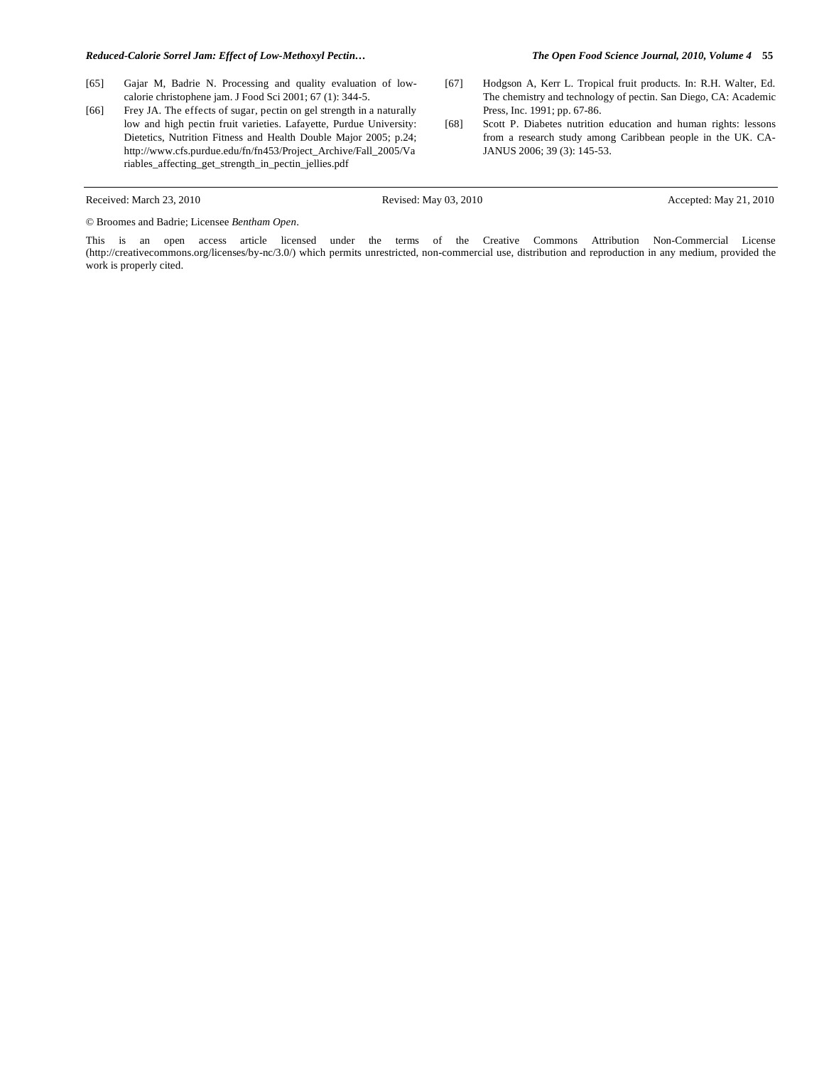[65] Gajar M, Badrie N. Processing and quality evaluation of low-calorie christophene jam. J Food Sci 2001; 67 (1): 344-5.

[66] Frey JA. The effects of sugar, pectin on gel strength in a naturally low and high pectin fruit varieties. Lafayette, Purdue University: Dietetics, Nutrition Fitness and Health Double Major 2005; p.24; http://www.cfs.purdue.edu/fn/fn453/Project_Archive/Fall_2005/Variables_affecting_get_strength_in_pectin_jellies.pdf

[67] Hodgson A, Kerr L. Tropical fruit products. In: R.H. Walter, Ed. The chemistry and technology of pectin. San Diego, CA: Academic Press, Inc. 1991; pp. 67-86.

[68] Scott P. Diabetes nutrition education and human rights: lessons from a research study among Caribbean people in the UK. CAJANUS 2006; 39 (3): 145-53.

---

Received: March 23, 2010 Revised: May 03, 2010 Accepted: May 21, 2010

© Broomes and Badrie; Licensee *Bentham Open*.

This is an open access article licensed under the terms of the Creative Commons Attribution Non-Commercial License (http://creativecommons.org/licenses/by-nc/3.0/) which permits unrestricted, non-commercial use, distribution and reproduction in any medium, provided the work is properly cited.